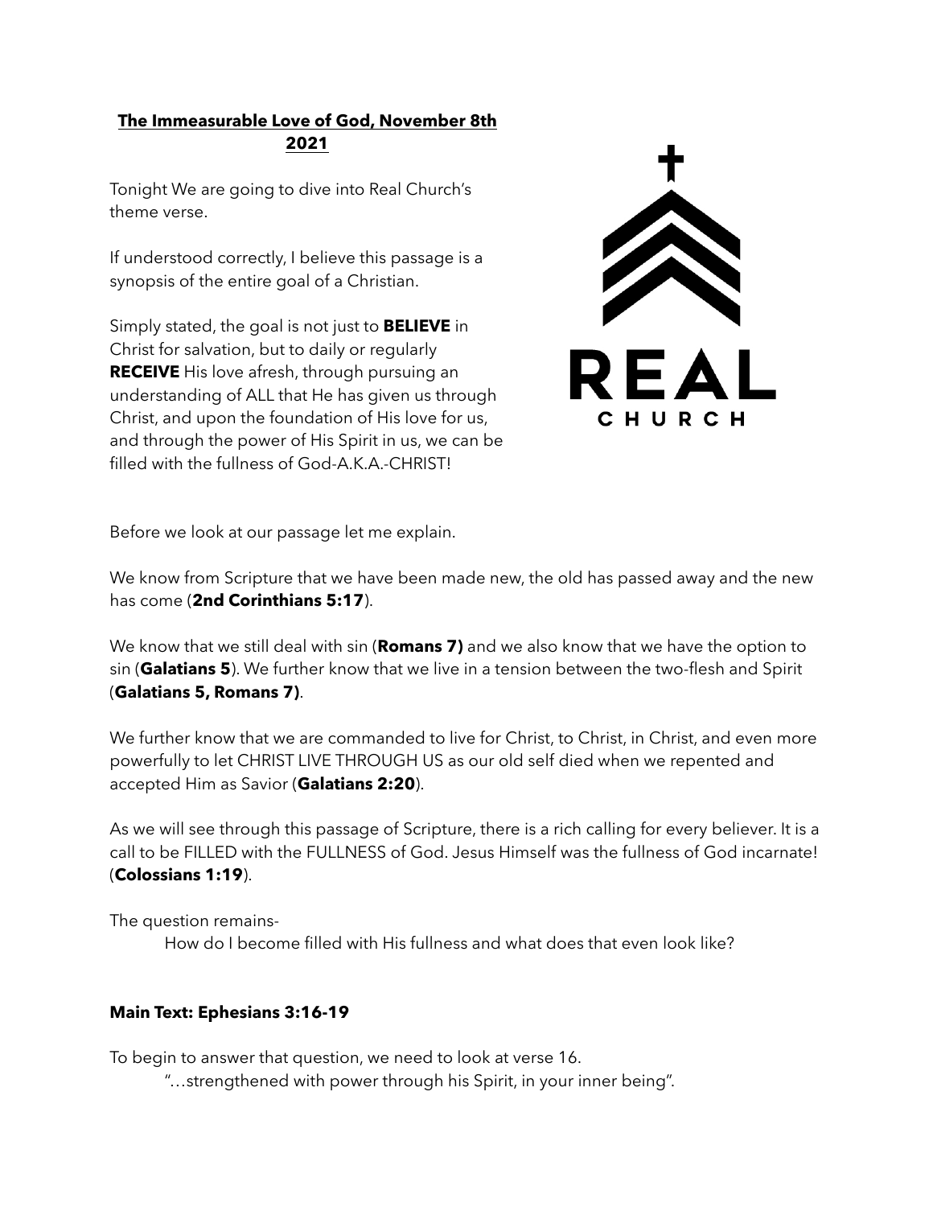**The Immeasurable Love of God, November 8th 2021**

Tonight We are going to dive into Real Church's theme verse.

If understood correctly, I believe this passage is a synopsis of the entire goal of a Christian.

Simply stated, the goal is not just to **BELIEVE** in Christ for salvation, but to daily or regularly **RECEIVE** His love afresh, through pursuing an understanding of ALL that He has given us through Christ, and upon the foundation of His love for us, and through the power of His Spirit in us, we can be filled with the fullness of God-A.K.A.-CHRIST!

Before we look at our passage let me explain.

We know from Scripture that we have been made new, the old has passed away and the new has come (**2nd Corinthians 5:17**).

We know that we still deal with sin (**Romans 7)** and we also know that we have the option to sin (**Galatians 5**). We further know that we live in a tension between the two-flesh and Spirit (**Galatians 5, Romans 7)**.

We further know that we are commanded to live for Christ, to Christ, in Christ, and even more powerfully to let CHRIST LIVE THROUGH US as our old self died when we repented and accepted Him as Savior (**Galatians 2:20**).

As we will see through this passage of Scripture, there is a rich calling for every believer. It is a call to be FILLED with the FULLNESS of God. Jesus Himself was the fullness of God incarnate! (**Colossians 1:19**).

The question remains-

How do I become filled with His fullness and what does that even look like?

**Main Text: Ephesians 3:16-19**

To begin to answer that question, we need to look at verse 16.

"…strengthened with power through his Spirit, in your inner being".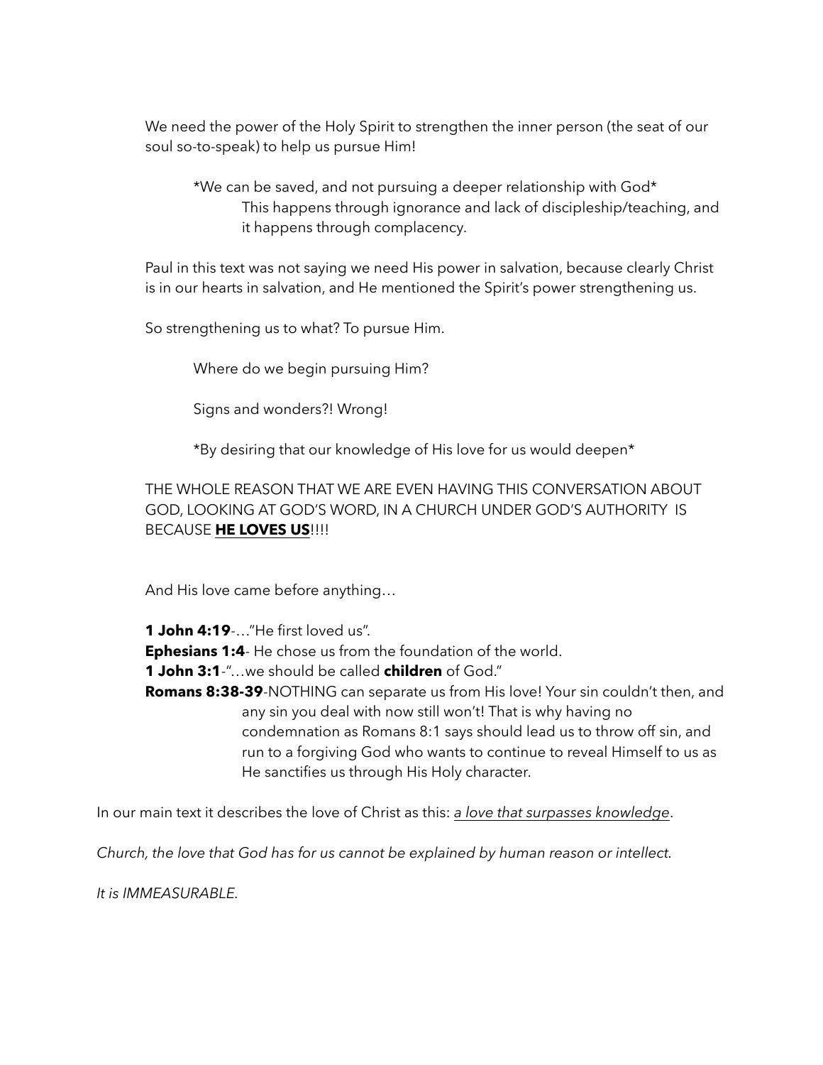We need the power of the Holy Spirit to strengthen the inner person (the seat of our soul so-to-speak) to help us pursue Him!

*We can be saved, and not pursuing a deeper relationship with God*
This happens through ignorance and lack of discipleship/teaching, and it happens through complacency.

Paul in this text was not saying we need His power in salvation, because clearly Christ is in our hearts in salvation, and He mentioned the Spirit's power strengthening us.

So strengthening us to what? To pursue Him.

Where do we begin pursuing Him?

Signs and wonders?! Wrong!

*By desiring that our knowledge of His love for us would deepen*

THE WHOLE REASON THAT WE ARE EVEN HAVING THIS CONVERSATION ABOUT GOD, LOOKING AT GOD'S WORD, IN A CHURCH UNDER GOD'S AUTHORITY IS BECAUSE **<u>HE LOVES US</u>**!!!!

And His love came before anything…

**1 John 4:19**-…"He first loved us".
**Ephesians 1:4**- He chose us from the foundation of the world.
**1 John 3:1**-"…we should be called **children** of God."
**Romans 8:38-39**-NOTHING can separate us from His love! Your sin couldn't then, and any sin you deal with now still won't! That is why having no condemnation as Romans 8:1 says should lead us to throw off sin, and run to a forgiving God who wants to continue to reveal Himself to us as He sanctifies us through His Holy character.

In our main text it describes the love of Christ as this: *<u>a love that surpasses knowledge</u>*.

*Church, the love that God has for us cannot be explained by human reason or intellect.*

*It is IMMEASURABLE.*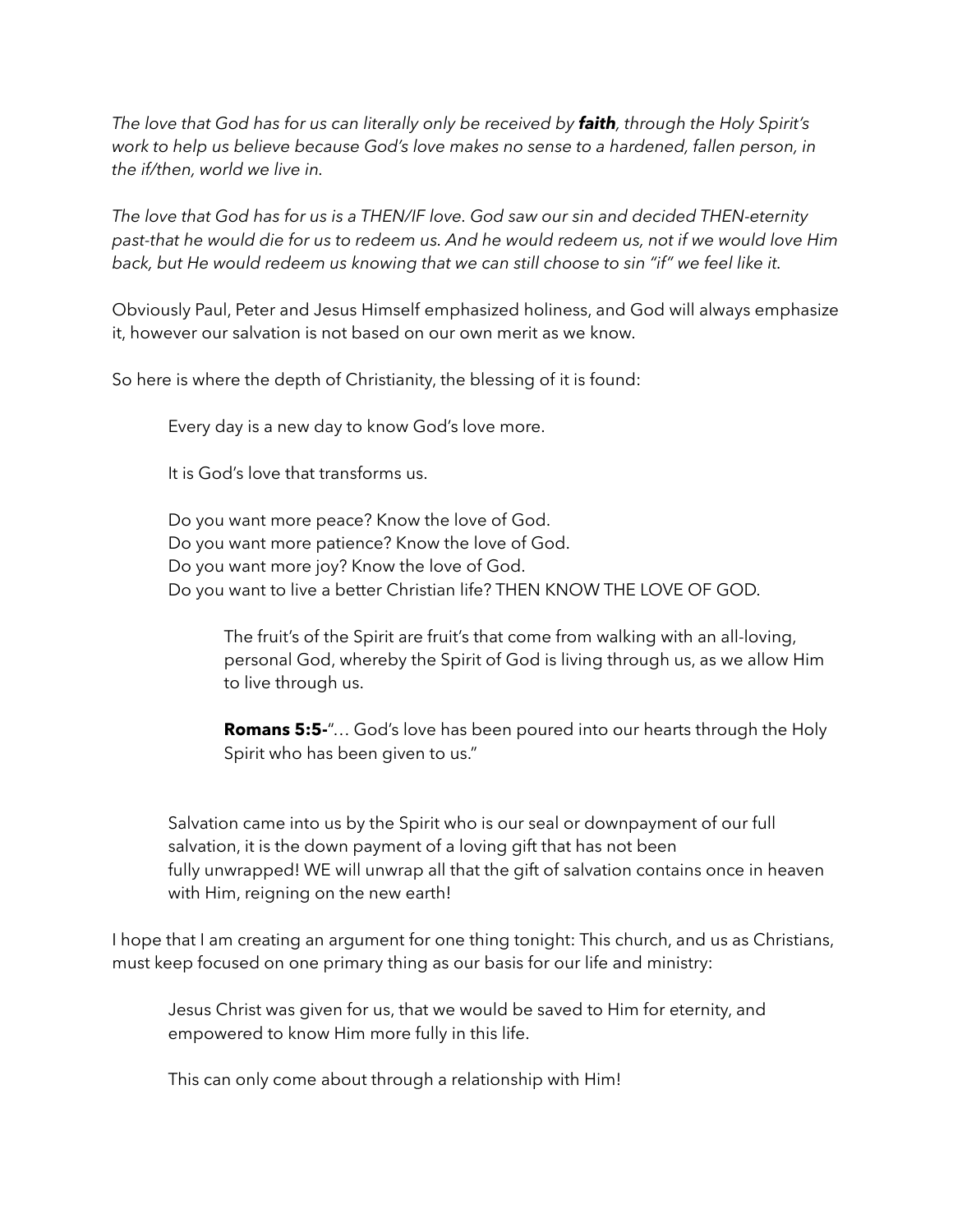*The love that God has for us can literally only be received by **faith**, through the Holy Spirit's work to help us believe because God's love makes no sense to a hardened, fallen person, in the if/then, world we live in.*

*The love that God has for us is a THEN/IF love. God saw our sin and decided THEN-eternity past-that he would die for us to redeem us. And he would redeem us, not if we would love Him back, but He would redeem us knowing that we can still choose to sin "if" we feel like it.*

Obviously Paul, Peter and Jesus Himself emphasized holiness, and God will always emphasize it, however our salvation is not based on our own merit as we know.

So here is where the depth of Christianity, the blessing of it is found:

> Every day is a new day to know God's love more.
>
> It is God's love that transforms us.
>
> Do you want more peace? Know the love of God.
> Do you want more patience? Know the love of God.
> Do you want more joy? Know the love of God.
> Do you want to live a better Christian life? THEN KNOW THE LOVE OF GOD.
>
> > The fruit's of the Spirit are fruit's that come from walking with an all-loving, personal God, whereby the Spirit of God is living through us, as we allow Him to live through us.
> >
> > **Romans 5:5-**"… God's love has been poured into our hearts through the Holy Spirit who has been given to us."
>
> Salvation came into us by the Spirit who is our seal or downpayment of our full salvation, it is the down payment of a loving gift that has not been fully unwrapped! WE will unwrap all that the gift of salvation contains once in heaven with Him, reigning on the new earth!

I hope that I am creating an argument for one thing tonight: This church, and us as Christians, must keep focused on one primary thing as our basis for our life and ministry:

> Jesus Christ was given for us, that we would be saved to Him for eternity, and empowered to know Him more fully in this life.
>
> This can only come about through a relationship with Him!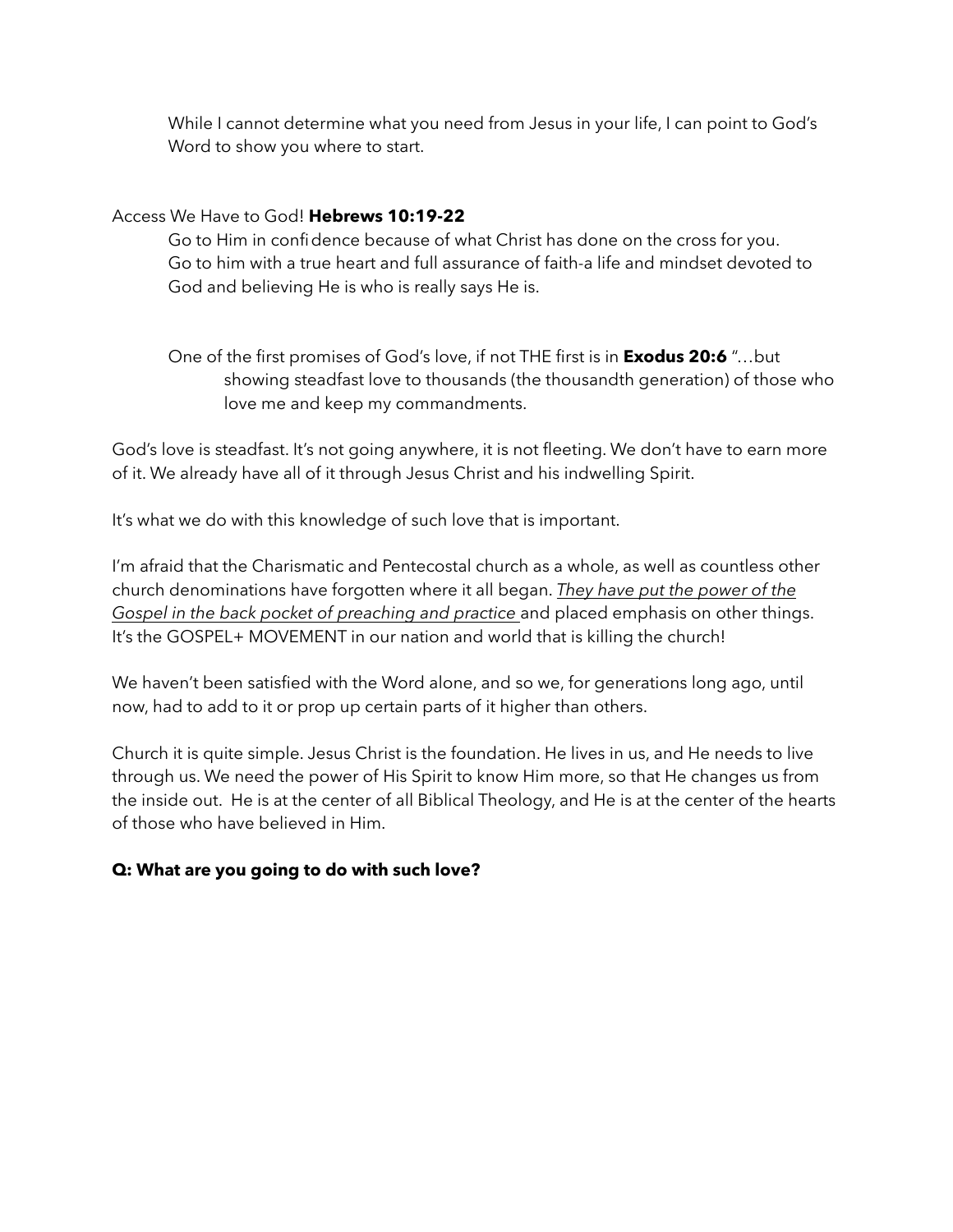While I cannot determine what you need from Jesus in your life, I can point to God's Word to show you where to start.

Access We Have to God! **Hebrews 10:19-22**

Go to Him in confidence because of what Christ has done on the cross for you.
Go to him with a true heart and full assurance of faith-a life and mindset devoted to God and believing He is who is really says He is.

One of the first promises of God's love, if not THE first is in **Exodus 20:6** "…but showing steadfast love to thousands (the thousandth generation) of those who love me and keep my commandments.

God's love is steadfast. It's not going anywhere, it is not fleeting. We don't have to earn more of it. We already have all of it through Jesus Christ and his indwelling Spirit.

It's what we do with this knowledge of such love that is important.

I'm afraid that the Charismatic and Pentecostal church as a whole, as well as countless other church denominations have forgotten where it all began. <u>*They have put the power of the Gospel in the back pocket of preaching and practice*</u> and placed emphasis on other things. It's the GOSPEL+ MOVEMENT in our nation and world that is killing the church!

We haven't been satisfied with the Word alone, and so we, for generations long ago, until now, had to add to it or prop up certain parts of it higher than others.

Church it is quite simple. Jesus Christ is the foundation. He lives in us, and He needs to live through us. We need the power of His Spirit to know Him more, so that He changes us from the inside out. He is at the center of all Biblical Theology, and He is at the center of the hearts of those who have believed in Him.

**Q: What are you going to do with such love?**